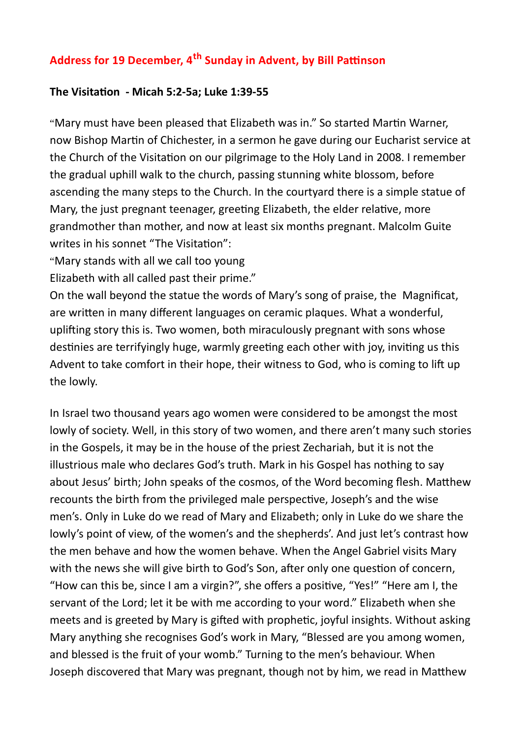## Address for 19 December, 4th Sunday in Advent, by Bill Pattinson

**The Visitation - Micah 5:2-5a; Luke 1:39-55**

"Mary must have been pleased that Elizabeth was in." So started Martin Warner, now Bishop Martin of Chichester, in a sermon he gave during our Eucharist service at the Church of the Visitation on our pilgrimage to the Holy Land in 2008. I remember the gradual uphill walk to the church, passing stunning white blossom, before ascending the many steps to the Church. In the courtyard there is a simple statue of Mary, the just pregnant teenager, greeting Elizabeth, the elder relative, more grandmother than mother, and now at least six months pregnant. Malcolm Guite writes in his sonnet "The Visitation":

"Mary stands with all we call too young
Elizabeth with all called past their prime."

On the wall beyond the statue the words of Mary's song of praise, the Magnificat, are written in many different languages on ceramic plaques. What a wonderful, uplifting story this is. Two women, both miraculously pregnant with sons whose destinies are terrifyingly huge, warmly greeting each other with joy, inviting us this Advent to take comfort in their hope, their witness to God, who is coming to lift up the lowly.

In Israel two thousand years ago women were considered to be amongst the most lowly of society. Well, in this story of two women, and there aren't many such stories in the Gospels, it may be in the house of the priest Zechariah, but it is not the illustrious male who declares God's truth. Mark in his Gospel has nothing to say about Jesus' birth; John speaks of the cosmos, of the Word becoming flesh. Matthew recounts the birth from the privileged male perspective, Joseph's and the wise men's. Only in Luke do we read of Mary and Elizabeth; only in Luke do we share the lowly's point of view, of the women's and the shepherds'. And just let's contrast how the men behave and how the women behave. When the Angel Gabriel visits Mary with the news she will give birth to God's Son, after only one question of concern, "How can this be, since I am a virgin?", she offers a positive, "Yes!" "Here am I, the servant of the Lord; let it be with me according to your word." Elizabeth when she meets and is greeted by Mary is gifted with prophetic, joyful insights. Without asking Mary anything she recognises God's work in Mary, "Blessed are you among women, and blessed is the fruit of your womb." Turning to the men's behaviour. When Joseph discovered that Mary was pregnant, though not by him, we read in Matthew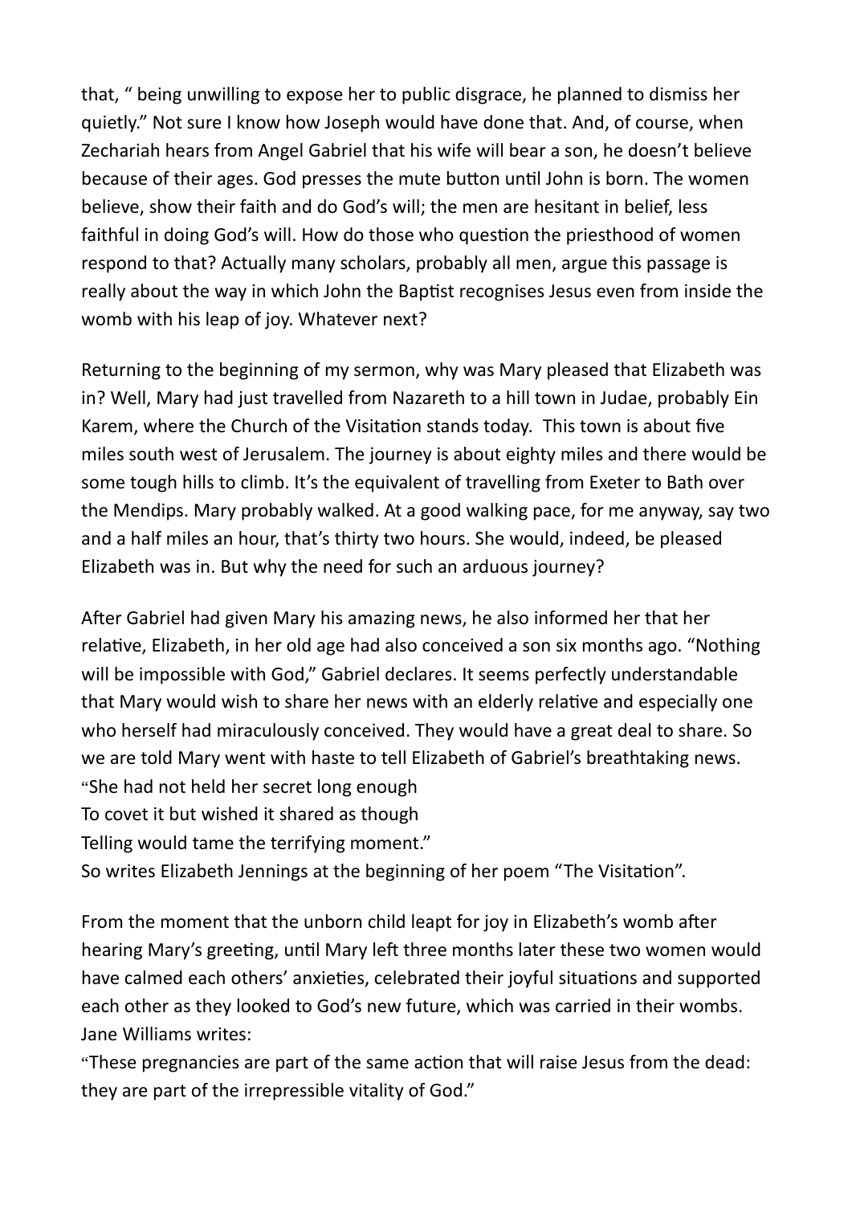that, " being unwilling to expose her to public disgrace, he planned to dismiss her quietly." Not sure I know how Joseph would have done that. And, of course, when Zechariah hears from Angel Gabriel that his wife will bear a son, he doesn't believe because of their ages. God presses the mute button until John is born. The women believe, show their faith and do God's will; the men are hesitant in belief, less faithful in doing God's will. How do those who question the priesthood of women respond to that? Actually many scholars, probably all men, argue this passage is really about the way in which John the Baptist recognises Jesus even from inside the womb with his leap of joy. Whatever next?

Returning to the beginning of my sermon, why was Mary pleased that Elizabeth was in? Well, Mary had just travelled from Nazareth to a hill town in Judae, probably Ein Karem, where the Church of the Visitation stands today. This town is about five miles south west of Jerusalem. The journey is about eighty miles and there would be some tough hills to climb. It's the equivalent of travelling from Exeter to Bath over the Mendips. Mary probably walked. At a good walking pace, for me anyway, say two and a half miles an hour, that's thirty two hours. She would, indeed, be pleased Elizabeth was in. But why the need for such an arduous journey?

After Gabriel had given Mary his amazing news, he also informed her that her relative, Elizabeth, in her old age had also conceived a son six months ago. "Nothing will be impossible with God," Gabriel declares. It seems perfectly understandable that Mary would wish to share her news with an elderly relative and especially one who herself had miraculously conceived. They would have a great deal to share. So we are told Mary went with haste to tell Elizabeth of Gabriel's breathtaking news.
"She had not held her secret long enough
To covet it but wished it shared as though
Telling would tame the terrifying moment."
So writes Elizabeth Jennings at the beginning of her poem "The Visitation".

From the moment that the unborn child leapt for joy in Elizabeth's womb after hearing Mary's greeting, until Mary left three months later these two women would have calmed each others' anxieties, celebrated their joyful situations and supported each other as they looked to God's new future, which was carried in their wombs.
Jane Williams writes:
"These pregnancies are part of the same action that will raise Jesus from the dead: they are part of the irrepressible vitality of God."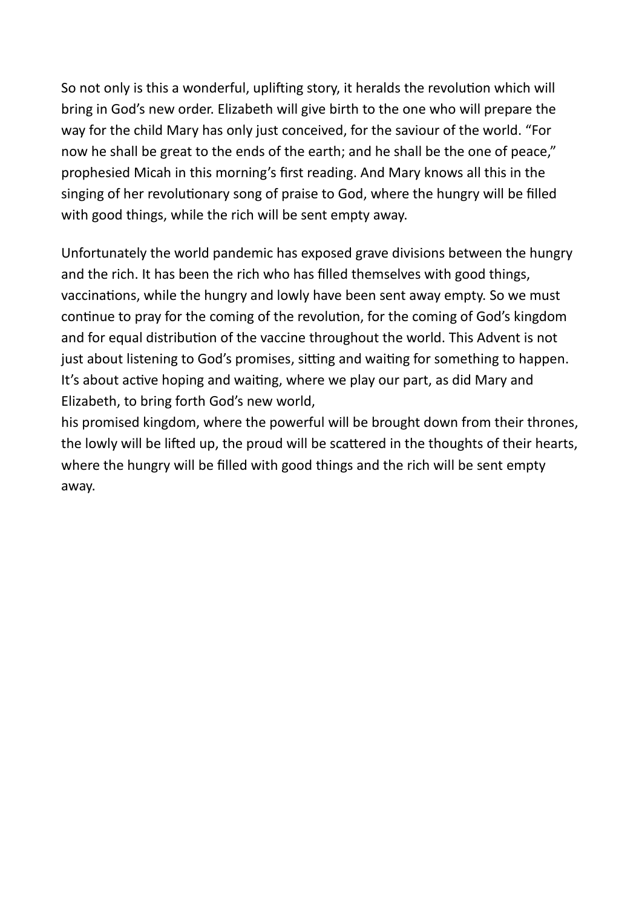So not only is this a wonderful, uplifting story, it heralds the revolution which will bring in God's new order. Elizabeth will give birth to the one who will prepare the way for the child Mary has only just conceived, for the saviour of the world. "For now he shall be great to the ends of the earth; and he shall be the one of peace," prophesied Micah in this morning's first reading. And Mary knows all this in the singing of her revolutionary song of praise to God, where the hungry will be filled with good things, while the rich will be sent empty away.

Unfortunately the world pandemic has exposed grave divisions between the hungry and the rich. It has been the rich who has filled themselves with good things, vaccinations, while the hungry and lowly have been sent away empty. So we must continue to pray for the coming of the revolution, for the coming of God's kingdom and for equal distribution of the vaccine throughout the world. This Advent is not just about listening to God's promises, sitting and waiting for something to happen. It's about active hoping and waiting, where we play our part, as did Mary and Elizabeth, to bring forth God's new world,
his promised kingdom, where the powerful will be brought down from their thrones, the lowly will be lifted up, the proud will be scattered in the thoughts of their hearts, where the hungry will be filled with good things and the rich will be sent empty away.